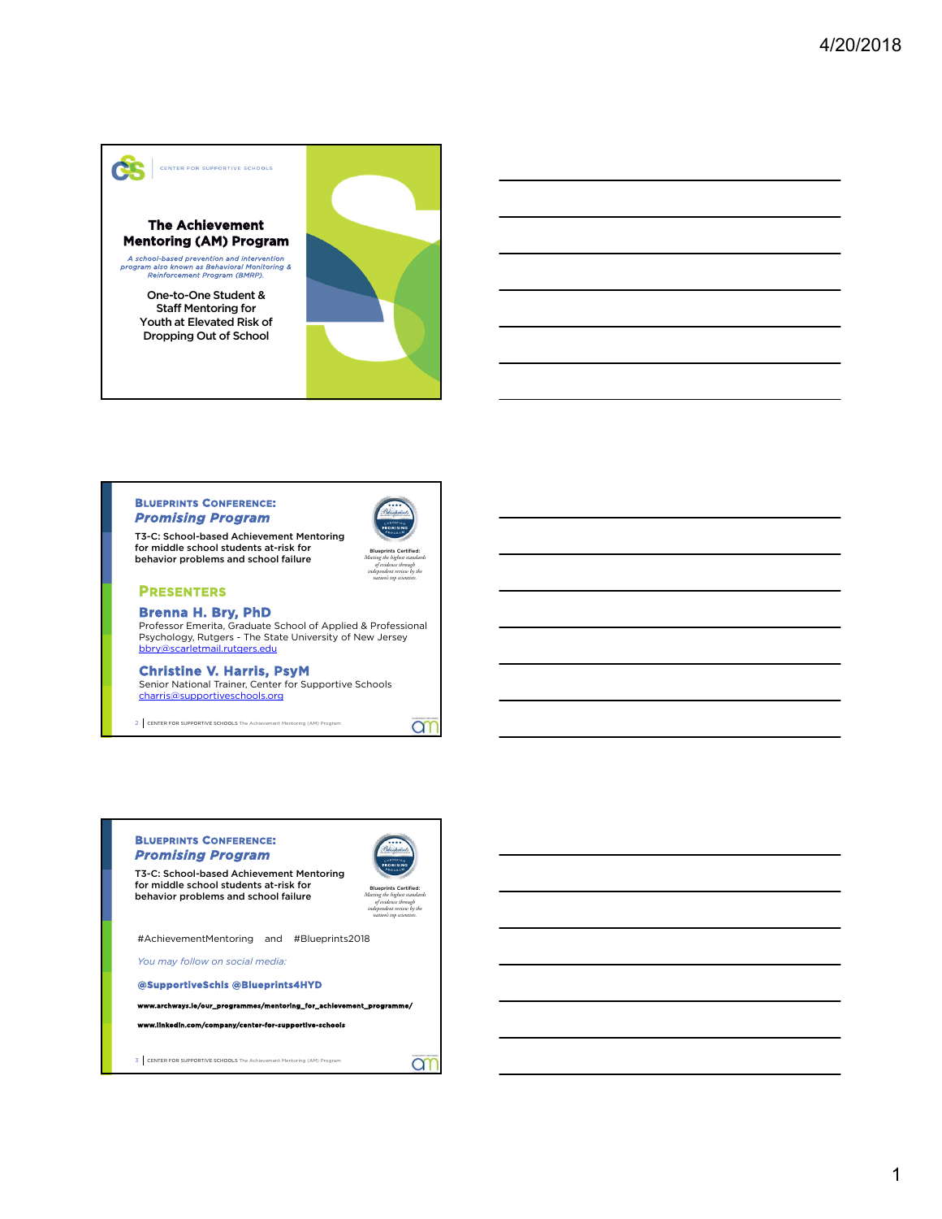## Slide 1

CENTER FOR SUPPORTIVE SCHOOLS

# The Achievement Mentoring (AM) Program

*A school-based prevention and intervention program also known as Behavioral Monitoring & Reinforcement Program (BMRP).*

One-to-One Student & Staff Mentoring for Youth at Elevated Risk of Dropping Out of School

## Slide 2

**BLUEPRINTS CONFERENCE:**
***Promising Program***

T3-C: School-based Achievement Mentoring for middle school students at-risk for behavior problems and school failure

**Blueprints Certified:** *Meeting the highest standards of evidence through independent review by the nation's top scientists.*

### PRESENTERS

**Brenna H. Bry, PhD**
Professor Emerita, Graduate School of Applied & Professional Psychology, Rutgers - The State University of New Jersey
bbry@scarletmail.rutgers.edu

**Christine V. Harris, PsyM**
Senior National Trainer, Center for Supportive Schools
charris@supportiveschools.org

2 | CENTER FOR SUPPORTIVE SCHOOLS The Achievement Mentoring (AM) Program

## Slide 3

**BLUEPRINTS CONFERENCE:**
***Promising Program***

T3-C: School-based Achievement Mentoring for middle school students at-risk for behavior problems and school failure

**Blueprints Certified:** *Meeting the highest standards of evidence through independent review by the nation's top scientists.*

#AchievementMentoring and #Blueprints2018

*You may follow on social media:*

**@SupportiveSchls @Blueprints4HYD**

**www.archways.ie/our_programmes/mentoring_for_achievement_programme/**

**www.linkedin.com/company/center-for-supportive-schools**

3 | CENTER FOR SUPPORTIVE SCHOOLS The Achievement Mentoring (AM) Program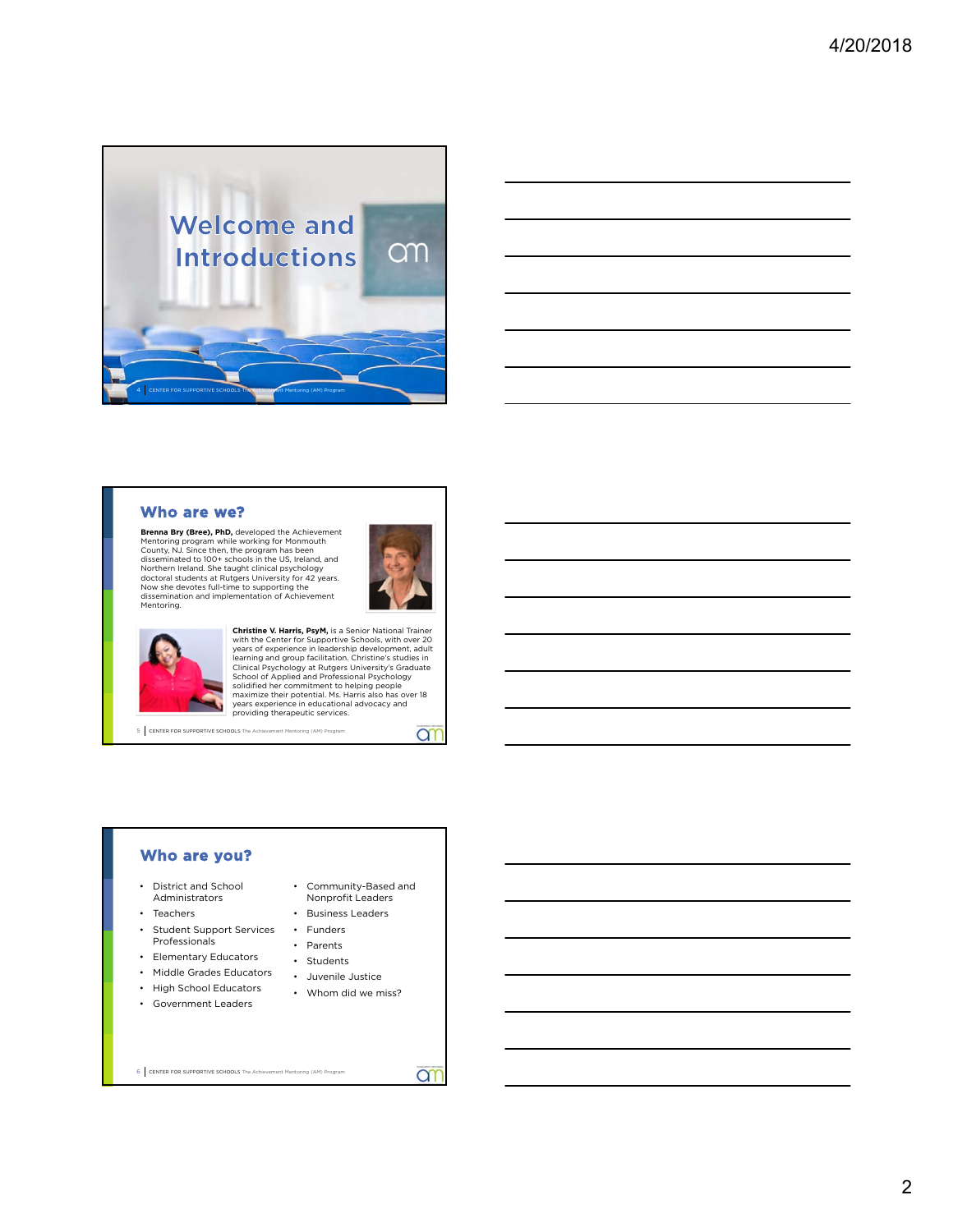# Welcome and Introductions

## Who are we?

**Brenna Bry (Bree), PhD,** developed the Achievement Mentoring program while working for Monmouth County, NJ. Since then, the program has been disseminated to 100+ schools in the US, Ireland, and Northern Ireland. She taught clinical psychology doctoral students at Rutgers University for 42 years. Now she devotes full-time to supporting the dissemination and implementation of Achievement Mentoring.

**Christine V. Harris, PsyM,** is a Senior National Trainer with the Center for Supportive Schools, with over 20 years of experience in leadership development, adult learning and group facilitation. Christine's studies in Clinical Psychology at Rutgers University's Graduate School of Applied and Professional Psychology solidified her commitment to helping people maximize their potential. Ms. Harris also has over 18 years experience in educational advocacy and providing therapeutic services.

## Who are you?

- District and School Administrators
- Teachers
- Student Support Services Professionals
- Elementary Educators
- Middle Grades Educators
- High School Educators
- Government Leaders
- Community-Based and Nonprofit Leaders
- Business Leaders
- Funders
- Parents
- Students
- Juvenile Justice
- Whom did we miss?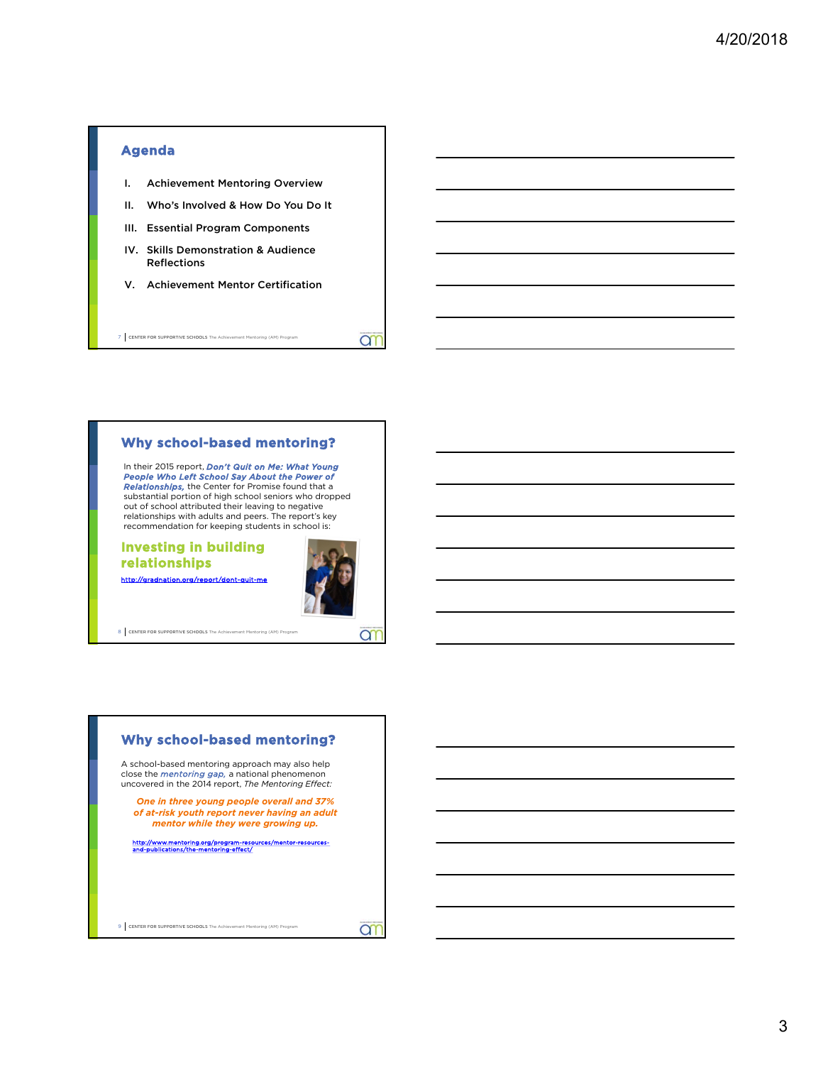## Agenda

I. Achievement Mentoring Overview
II. Who's Involved & How Do You Do It
III. Essential Program Components
IV. Skills Demonstration & Audience Reflections
V. Achievement Mentor Certification

## Why school-based mentoring?

In their 2015 report, ***Don't Quit on Me: What Young People Who Left School Say About the Power of Relationships,*** the Center for Promise found that a substantial portion of high school seniors who dropped out of school attributed their leaving to negative relationships with adults and peers. The report's key recommendation for keeping students in school is:

**Investing in building relationships**

http://gradnation.org/report/dont-quit-me

## Why school-based mentoring?

A school-based mentoring approach may also help close the *mentoring gap,* a national phenomenon uncovered in the 2014 report, *The Mentoring Effect:*

***One in three young people overall and 37% of at-risk youth report never having an adult mentor while they were growing up.***

http://www.mentoring.org/program-resources/mentor-resources-and-publications/the-mentoring-effect/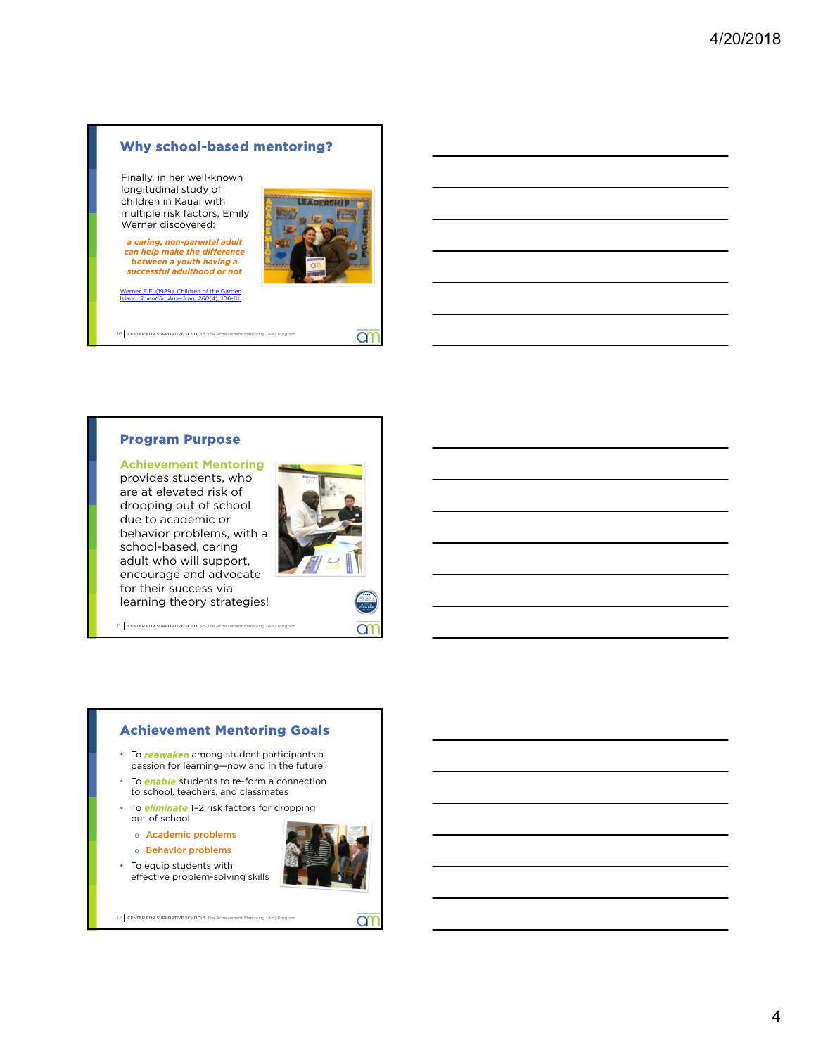## Why school-based mentoring?

Finally, in her well-known longitudinal study of children in Kauai with multiple risk factors, Emily Werner discovered:

***a caring, non-parental adult can help make the difference between a youth having a successful adulthood or not***

Werner, E.E. (1989). Children of the Garden Island. *Scientific American, 260*(4), 106-111.

## Program Purpose

**Achievement Mentoring** provides students, who are at elevated risk of dropping out of school due to academic or behavior problems, with a school-based, caring adult who will support, encourage and advocate for their success via learning theory strategies!

## Achievement Mentoring Goals

- To ***reawaken*** among student participants a passion for learning—now and in the future
- To ***enable*** students to re-form a connection to school, teachers, and classmates
- To ***eliminate*** 1–2 risk factors for dropping out of school
  - Academic problems
  - Behavior problems
- To equip students with effective problem-solving skills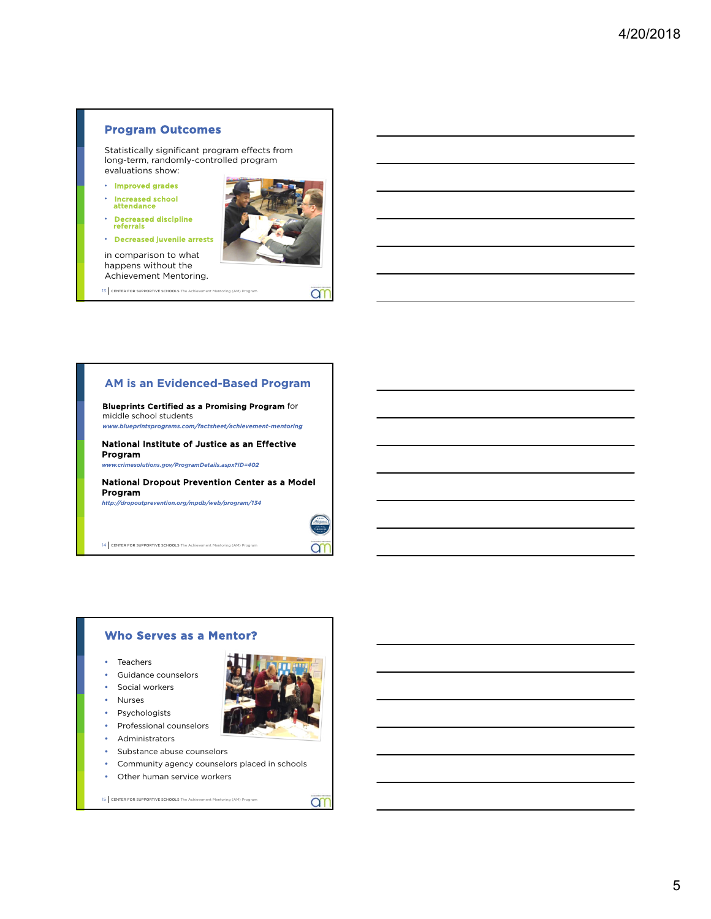## Program Outcomes

Statistically significant program effects from long-term, randomly-controlled program evaluations show:

- **Improved grades**
- **Increased school attendance**
- **Decreased discipline referrals**
- **Decreased juvenile arrests**

in comparison to what happens without the Achievement Mentoring.

CENTER FOR SUPPORTIVE SCHOOLS The Achievement Mentoring (AM) Program

## AM is an Evidenced-Based Program

**Blueprints Certified as a Promising Program** for middle school students
*www.blueprintsprograms.com/factsheet/achievement-mentoring*

**National Institute of Justice as an Effective Program**
*www.crimesolutions.gov/ProgramDetails.aspx?ID=402*

**National Dropout Prevention Center as a Model Program**
*http://dropoutprevention.org/mpdb/web/program/134*

CENTER FOR SUPPORTIVE SCHOOLS The Achievement Mentoring (AM) Program

## Who Serves as a Mentor?

- Teachers
- Guidance counselors
- Social workers
- Nurses
- Psychologists
- Professional counselors
- Administrators
- Substance abuse counselors
- Community agency counselors placed in schools
- Other human service workers

CENTER FOR SUPPORTIVE SCHOOLS The Achievement Mentoring (AM) Program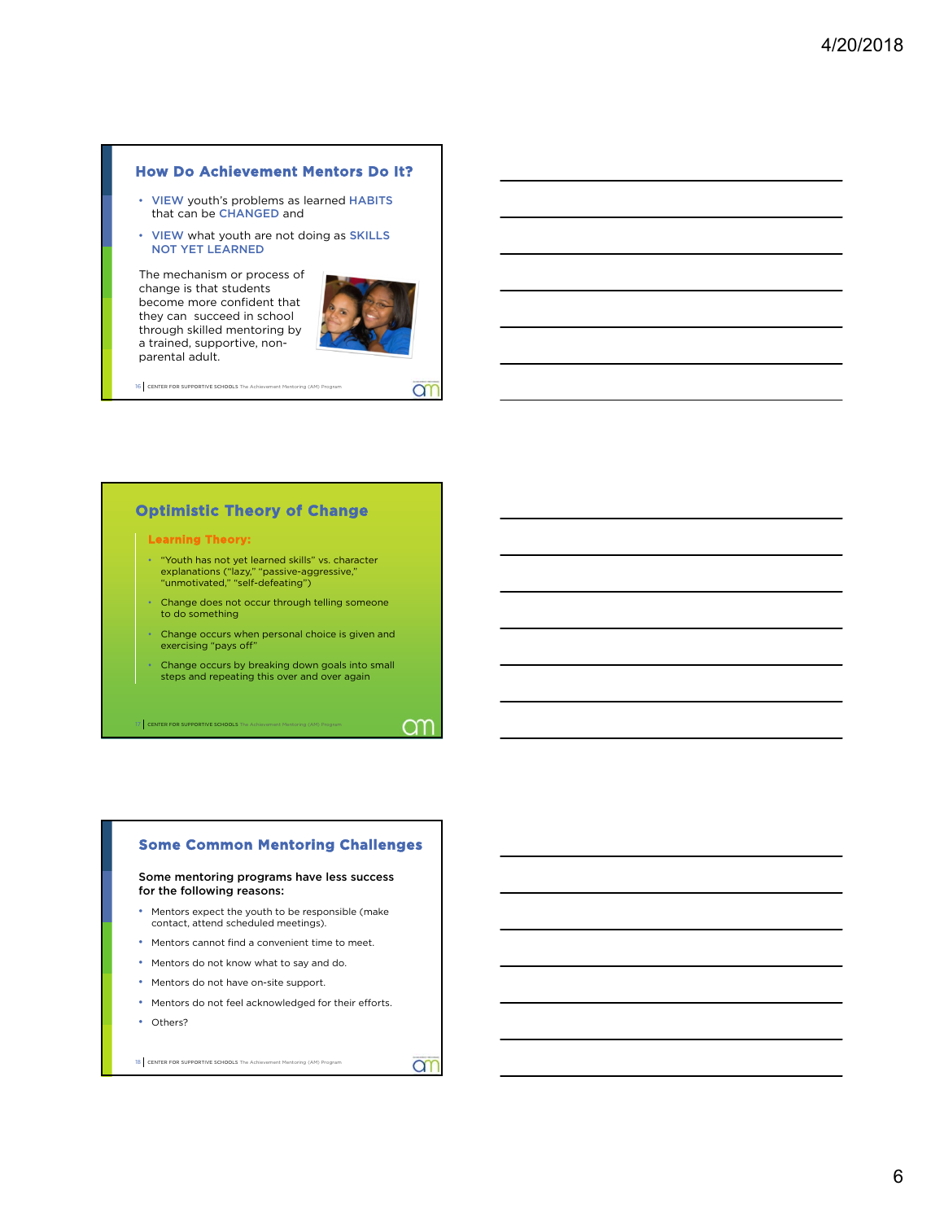## How Do Achievement Mentors Do It?

- VIEW youth's problems as learned HABITS that can be CHANGED and
- VIEW what youth are not doing as SKILLS NOT YET LEARNED

The mechanism or process of change is that students become more confident that they can succeed in school through skilled mentoring by a trained, supportive, non-parental adult.

16 | CENTER FOR SUPPORTIVE SCHOOLS The Achievement Mentoring (AM) Program

## Optimistic Theory of Change

**Learning Theory:**

- "Youth has not yet learned skills" vs. character explanations ("lazy," "passive-aggressive," "unmotivated," "self-defeating")
- Change does not occur through telling someone to do something
- Change occurs when personal choice is given and exercising "pays off"
- Change occurs by breaking down goals into small steps and repeating this over and over again

17 | CENTER FOR SUPPORTIVE SCHOOLS The Achievement Mentoring (AM) Program

## Some Common Mentoring Challenges

Some mentoring programs have less success for the following reasons:

- Mentors expect the youth to be responsible (make contact, attend scheduled meetings).
- Mentors cannot find a convenient time to meet.
- Mentors do not know what to say and do.
- Mentors do not have on-site support.
- Mentors do not feel acknowledged for their efforts.
- Others?

18 | CENTER FOR SUPPORTIVE SCHOOLS The Achievement Mentoring (AM) Program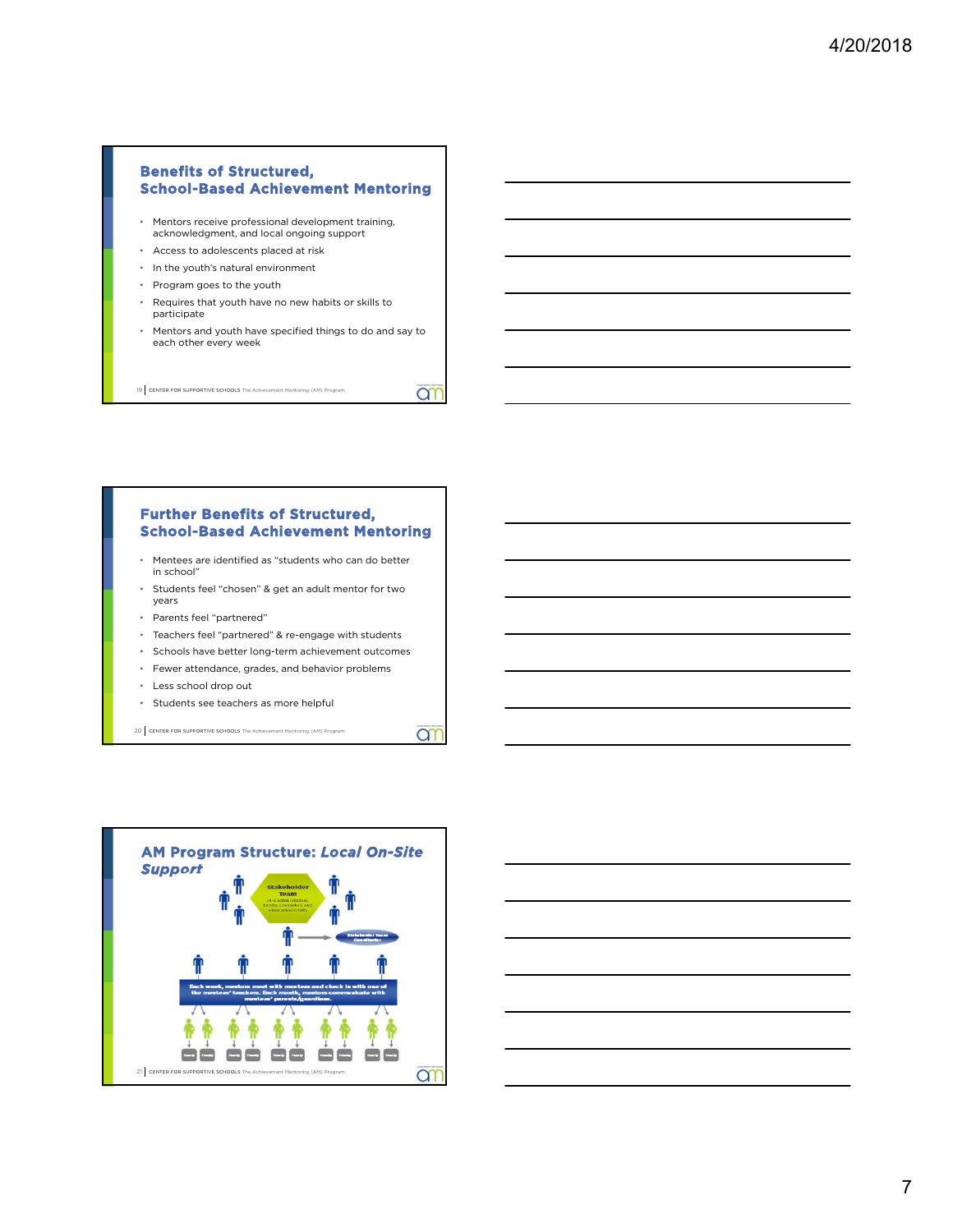## Benefits of Structured, School-Based Achievement Mentoring

- Mentors receive professional development training, acknowledgment, and local ongoing support
- Access to adolescents placed at risk
- In the youth's natural environment
- Program goes to the youth
- Requires that youth have no new habits or skills to participate
- Mentors and youth have specified things to do and say to each other every week

## Further Benefits of Structured, School-Based Achievement Mentoring

- Mentees are identified as "students who can do better in school"
- Students feel "chosen" & get an adult mentor for two years
- Parents feel "partnered"
- Teachers feel "partnered" & re-engage with students
- Schools have better long-term achievement outcomes
- Fewer attendance, grades, and behavior problems
- Less school drop out
- Students see teachers as more helpful

## AM Program Structure: *Local On-Site Support*

Stakeholder Team (4–6 administrators, faculty, counselors, and other school staff)

Stakeholder Team Coordinator

Each week, mentors meet with mentees and check in with one of the mentees' teachers. Each month, mentors communicate with mentees' parents/guardians.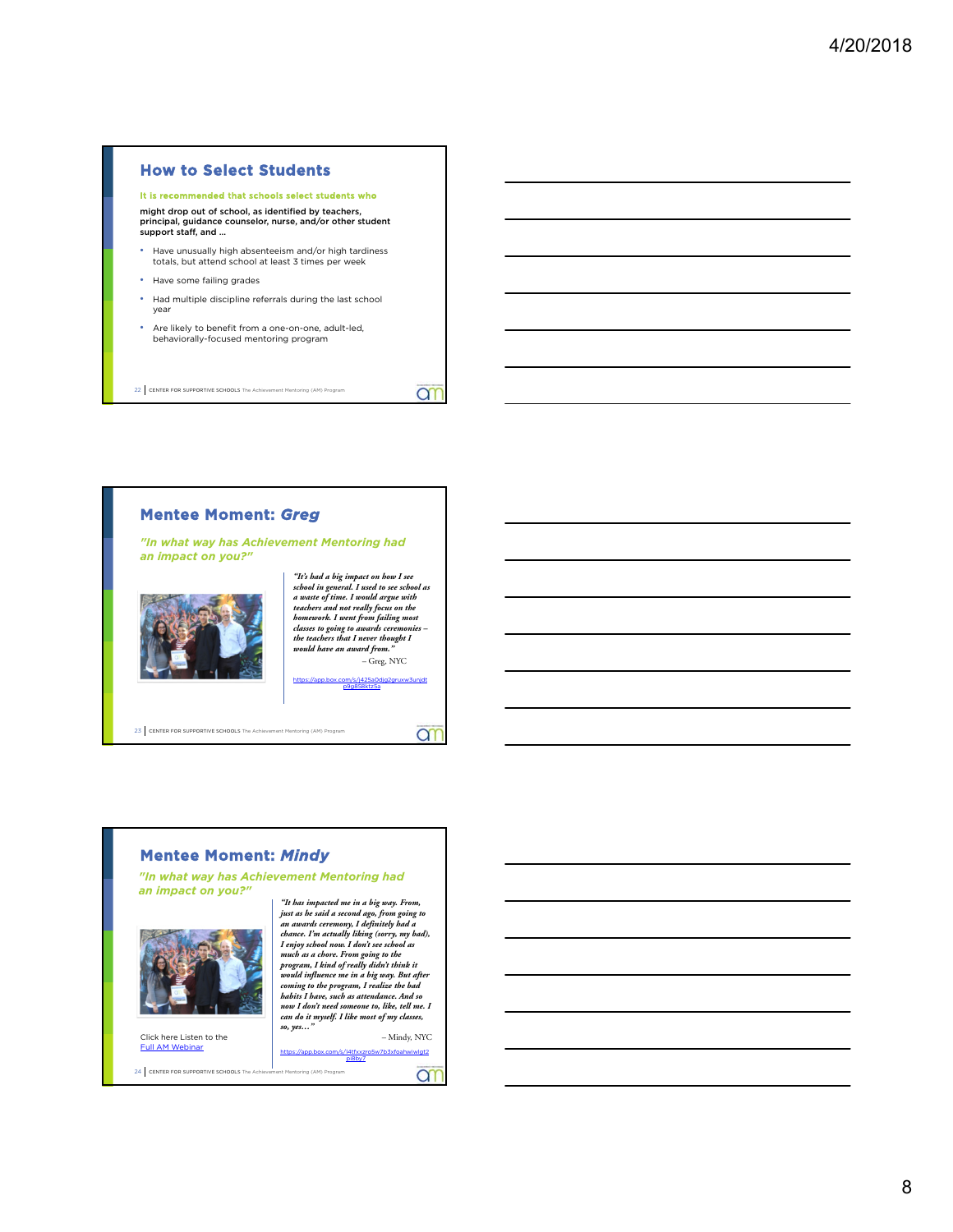## How to Select Students

**It is recommended that schools select students who**

might drop out of school, as identified by teachers, principal, guidance counselor, nurse, and/or other student support staff, and …

- Have unusually high absenteeism and/or high tardiness totals, but attend school at least 3 times per week
- Have some failing grades
- Had multiple discipline referrals during the last school year
- Are likely to benefit from a one-on-one, adult-led, behaviorally-focused mentoring program

## Mentee Moment: *Greg*

*"In what way has Achievement Mentoring had an impact on you?"*

*"It's had a big impact on how I see school in general. I used to see school as a waste of time. I would argue with teachers and not really focus on the homework. I went from failing most classes to going to awards ceremonies – the teachers that I never thought I would have an award from."*

– Greg, NYC

https://app.box.com/s/j425a0djg2gruxw3unjdtp9g858ktz5a

## Mentee Moment: *Mindy*

*"In what way has Achievement Mentoring had an impact on you?"*

*"It has impacted me in a big way. From, just as he said a second ago, from going to an awards ceremony, I definitely had a chance. I'm actually liking (sorry, my bad), I enjoy school now. I don't see school as much as a chore. From going to the program, I kind of really didn't think it would influence me in a big way. But after coming to the program, I realize the bad habits I have, such as attendance. And so now I don't need someone to, like, tell me. I can do it myself. I like most of my classes, so, yes…"*

– Mindy, NYC

https://app.box.com/s/l4tfxxzro5w7b3xfoahwiwlgt2pi8by7

Click here Listen to the Full AM Webinar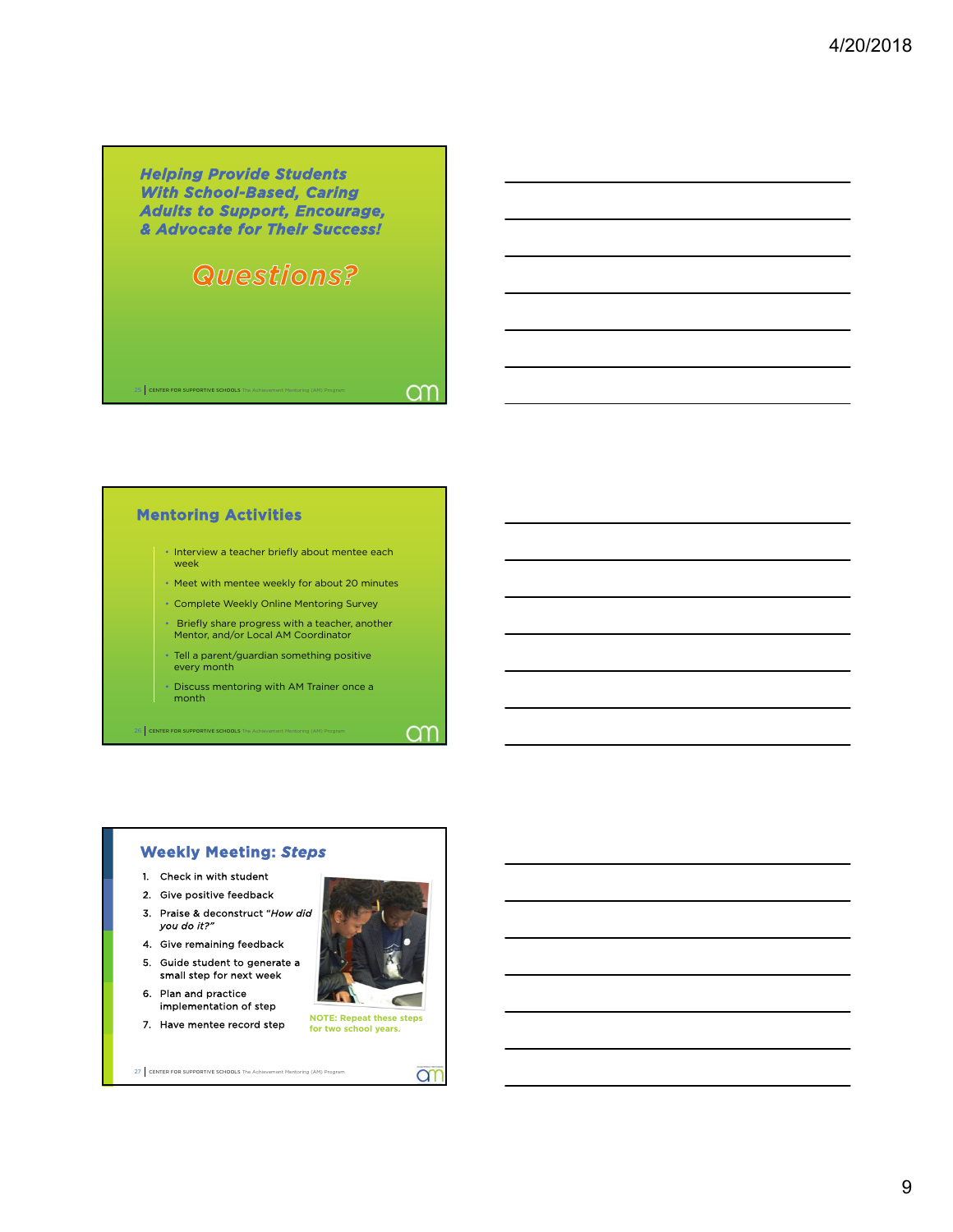## Helping Provide Students With School-Based, Caring Adults to Support, Encourage, & Advocate for Their Success!

### Questions?

CENTER FOR SUPPORTIVE SCHOOLS The Achievement Mentoring (AM) Program

## Mentoring Activities

- Interview a teacher briefly about mentee each week
- Meet with mentee weekly for about 20 minutes
- Complete Weekly Online Mentoring Survey
- Briefly share progress with a teacher, another Mentor, and/or Local AM Coordinator
- Tell a parent/guardian something positive every month
- Discuss mentoring with AM Trainer once a month

CENTER FOR SUPPORTIVE SCHOOLS The Achievement Mentoring (AM) Program

## Weekly Meeting: *Steps*

1. Check in with student
2. Give positive feedback
3. Praise & deconstruct *"How did you do it?"*
4. Give remaining feedback
5. Guide student to generate a small step for next week
6. Plan and practice implementation of step
7. Have mentee record step

**NOTE: Repeat these steps for two school years.**

CENTER FOR SUPPORTIVE SCHOOLS The Achievement Mentoring (AM) Program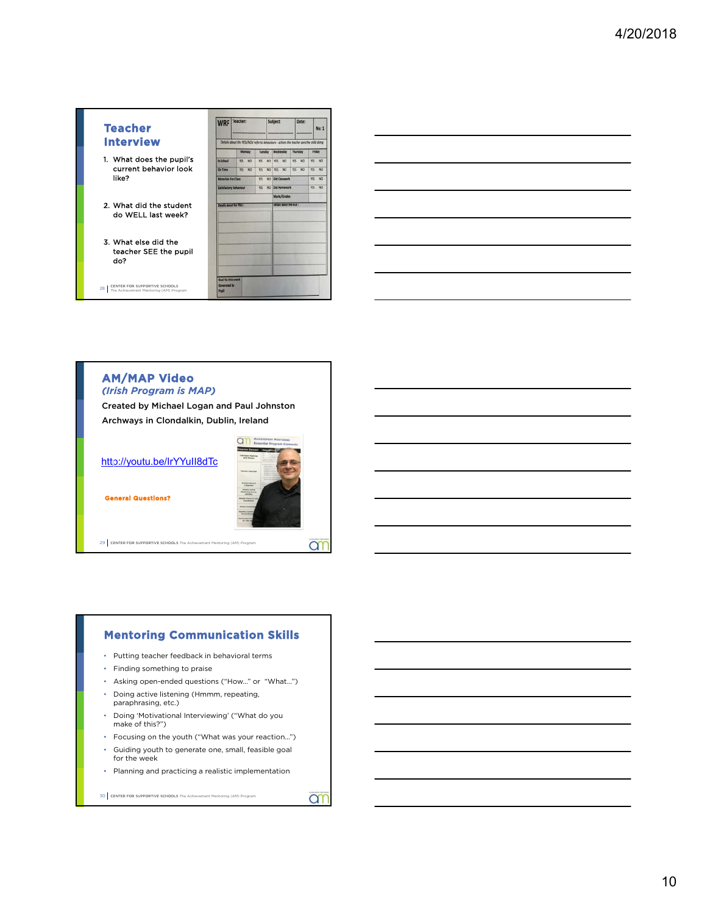## Teacher Interview

1. What does the pupil's current behavior look like?
2. What did the student do WELL last week?
3. What else did the teacher SEE the pupil do?

| WRF | Teacher: | Subject | Date: | No: 1 |
|---|---|---|---|---|
| Details about the YES/NOs refer to behaviours - actions the teacher sees the child doing | | | | |

| | Monday | Tuesday | Wednesday | Thursday | Friday |
|---|---|---|---|---|---|
| In School | YES NO | YES NO | YES NO | YES NO | YES NO |
| On Time | YES NO | YES NO | YES NO | YES NO | YES NO |
| Materials For Class | | YES NO | Did Classwork | | YES NO |
| Satisfactory behaviour | | YES NO | Did Homework | | YES NO |
| | | | Marks/Grades | | |

| Details about the YESs : | Details about the NOs : |
|---|---|
| | |

Goal for this week Generated by Pupil

## AM/MAP Video

### *(Irish Program is MAP)*

Created by Michael Logan and Paul Johnston

Archways in Clondalkin, Dublin, Ireland

http://youtu.be/IrYYuII8dTc

**General Questions?**

## Mentoring Communication Skills

- Putting teacher feedback in behavioral terms
- Finding something to praise
- Asking open-ended questions ("How..." or "What...")
- Doing active listening (Hmmm, repeating, paraphrasing, etc.)
- Doing 'Motivational Interviewing' ("What do you make of this?")
- Focusing on the youth ("What was your reaction...")
- Guiding youth to generate one, small, feasible goal for the week
- Planning and practicing a realistic implementation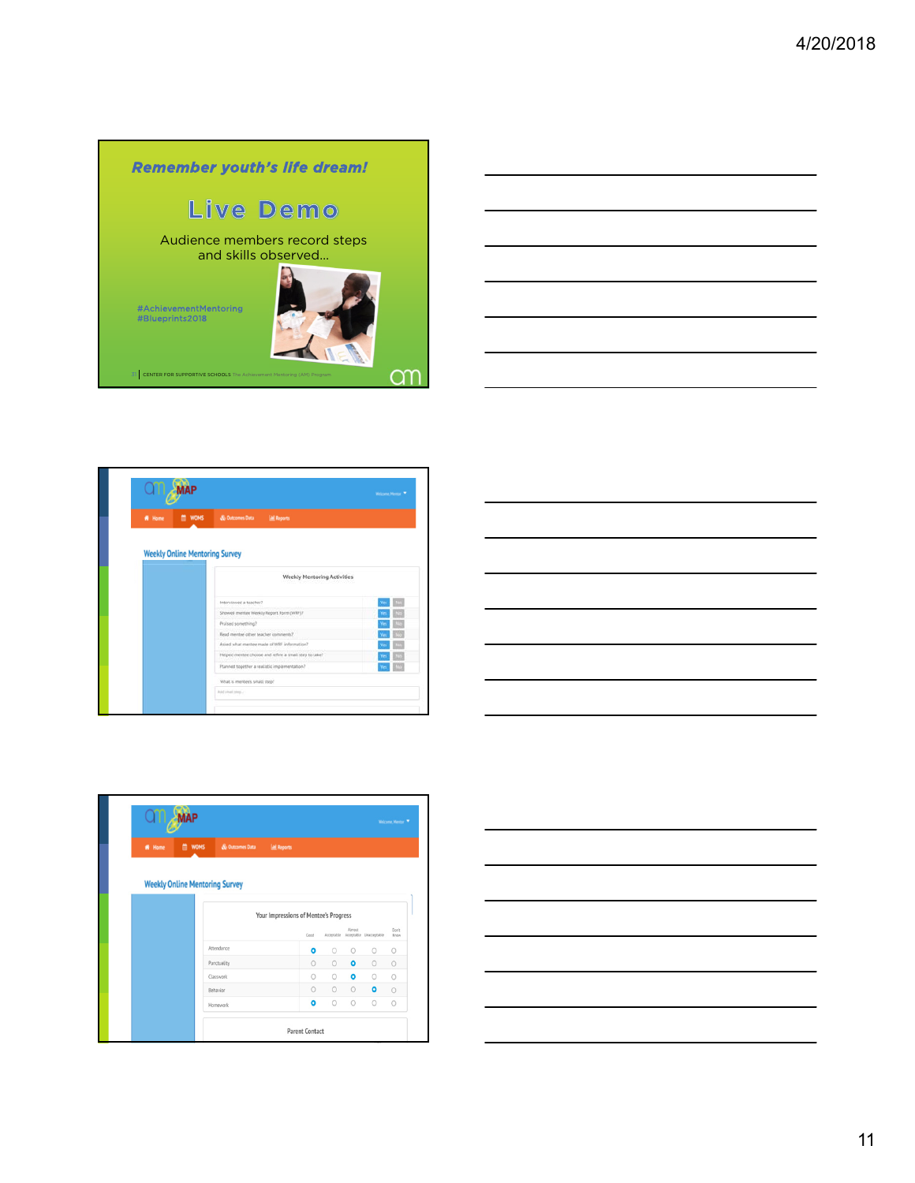## Remember youth's life dream!

# Live Demo

Audience members record steps and skills observed...

#AchievementMentoring
#Blueprints2018

CENTER FOR SUPPORTIVE SCHOOLS The Achievement Mentoring (AM) Program

---

Home | WOMS | Outcomes Data | Reports

## Weekly Online Mentoring Survey

### Weekly Mentoring Activities

| | |
|---|---|
| Interviewed a teacher? | Yes No |
| Showed mentee Weekly Report Form (WRF)? | Yes No |
| Praised something? | Yes No |
| Read mentee other teacher comments? | Yes No |
| Asked what mentee made of WRF information? | Yes No |
| Helped mentee choose and refine a small step to take? | Yes No |
| Planned together a realistic implementation? | Yes No |

What is mentee's small step?

---

Home | WOMS | Outcomes Data | Reports

## Weekly Online Mentoring Survey

### Your Impressions of Mentee's Progress

| | Good | Acceptable | Almost acceptable | Unacceptable | Don't Know |
|---|---|---|---|---|---|
| Attendance | ● | ○ | ○ | ○ | ○ |
| Punctuality | ○ | ○ | ● | ○ | ○ |
| Classwork | ○ | ○ | ● | ○ | ○ |
| Behavior | ○ | ○ | ○ | ● | ○ |
| Homework | ● | ○ | ○ | ○ | ○ |

### Parent Contact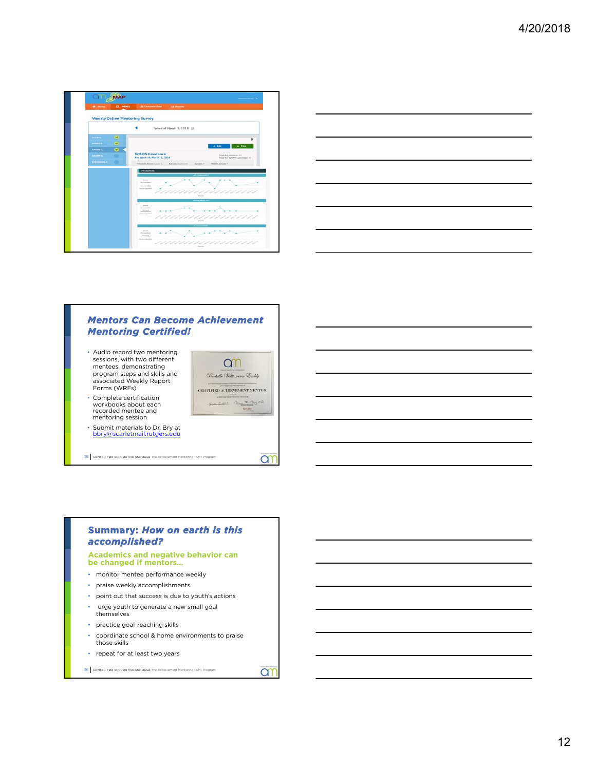Weekly Online Mentoring Survey

Week of March 5, 2018

WOMS Feedback
For week of: March 5, 2018

## Mentors Can Become Achievement Mentoring *Certified!*

- Audio record two mentoring sessions, with two different mentees, demonstrating program steps and skills and associated Weekly Report Forms (WRFs)
- Complete certification workbooks about each recorded mentee and mentoring session
- Submit materials to Dr. Bry at bbry@scarletmail.rutgers.edu

CERTIFIED ACHIEVEMENT MENTOR

CENTER FOR SUPPORTIVE SCHOOLS The Achievement Mentoring (AM) Program

## Summary: *How on earth is this accomplished?*

### Academics and negative behavior can be changed if mentors…

- monitor mentee performance weekly
- praise weekly accomplishments
- point out that success is due to youth's actions
- urge youth to generate a new small goal themselves
- practice goal-reaching skills
- coordinate school & home environments to praise those skills
- repeat for at least two years

CENTER FOR SUPPORTIVE SCHOOLS The Achievement Mentoring (AM) Program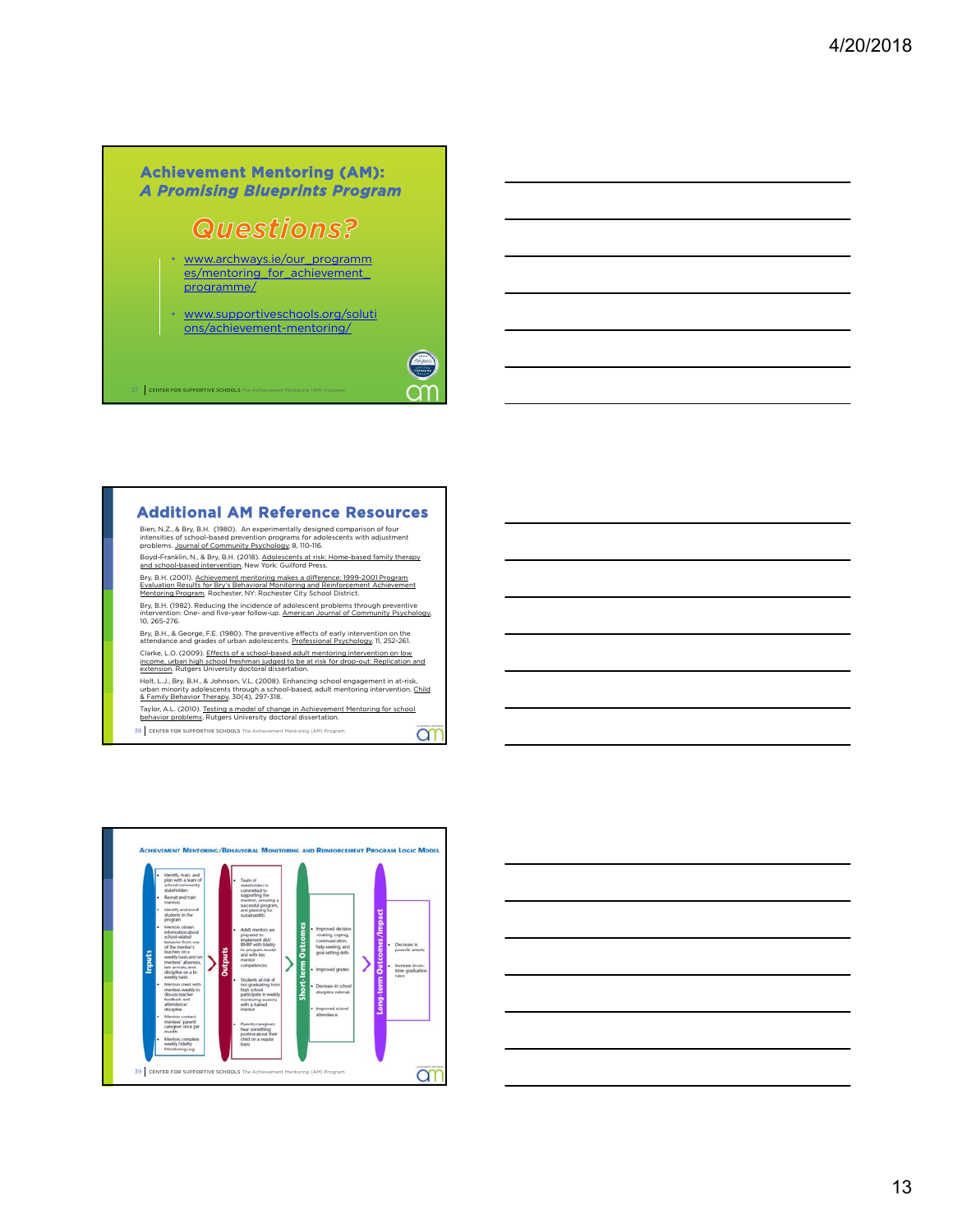## Achievement Mentoring (AM): *A Promising Blueprints Program*

# Questions?

- www.archways.ie/our_programmes/mentoring_for_achievement_programme/
- www.supportiveschools.org/solutions/achievement-mentoring/

## Additional AM Reference Resources

Bien, N.Z., & Bry, B.H. (1980). An experimentally designed comparison of four intensities of school-based prevention programs for adolescents with adjustment problems. Journal of Community Psychology, 8, 110-116.

Boyd-Franklin, N., & Bry, B.H. (2018). Adolescents at risk: Home-based family therapy and school-based intervention. New York: Guilford Press.

Bry, B.H. (2001). Achievement mentoring makes a difference: 1999-2001 Program Evaluation Results for Bry's Behavioral Monitoring and Reinforcement Achievement Mentoring Program. Rochester, NY: Rochester City School District.

Bry, B.H. (1982). Reducing the incidence of adolescent problems through preventive intervention: One- and five-year follow-up. American Journal of Community Psychology, 10, 265-276.

Bry, B.H., & George, F.E. (1980). The preventive effects of early intervention on the attendance and grades of urban adolescents. Professional Psychology, 11, 252-261.

Clarke, L.O. (2009). Effects of a school-based adult mentoring intervention on low income, urban high school freshman judged to be at risk for drop-out: Replication and extension. Rutgers University doctoral dissertation.

Holt, L.J., Bry, B.H., & Johnson, V.L. (2008). Enhancing school engagement in at-risk, urban minority adolescents through a school-based, adult mentoring intervention. Child & Family Behavior Therapy, 30(4), 297-318.

Taylor, A.L. (2010). Testing a model of change in Achievement Mentoring for school behavior problems. Rutgers University doctoral dissertation.

## Achievement Mentoring/Behavioral Monitoring and Reinforcement Program Logic Model

**Inputs**
- Identify, train, and plan with a team of school/community stakeholders
- Recruit and train mentors
- Identify and enroll students in the program
- Mentors obtain information about school-related behavior from one of the mentee's teachers on a weekly basis and on mentees' absences, late arrivals, and discipline on a bi-weekly basis
- Mentors meet with mentees weekly to discuss teacher feedback and attendance/discipline
- Mentors contact mentees' parent/caregiver once per month
- Mentors complete weekly Fidelity Monitoring Log

**Outputs**
- Team of stakeholders is committed to supporting the mentors, ensuring a successful program, and planning for sustainability
- Adult mentors are prepared to implement AM/BMRP with fidelity to program model and with key mentor competencies
- Students at-risk of not graduating from high school participate in weekly mentoring sessions with a trained mentor
- Parents/caregivers hear something positive about their child on a regular basis

**Short-term Outcomes**
- Improved decision-making, coping, communication, help-seeking, and goal-setting skills
- Improved grades
- Decrease in school discipline referrals
- Improved school attendance

**Long-term Outcomes/Impact**
- Decrease in juvenile arrests
- Increase in on-time graduation rates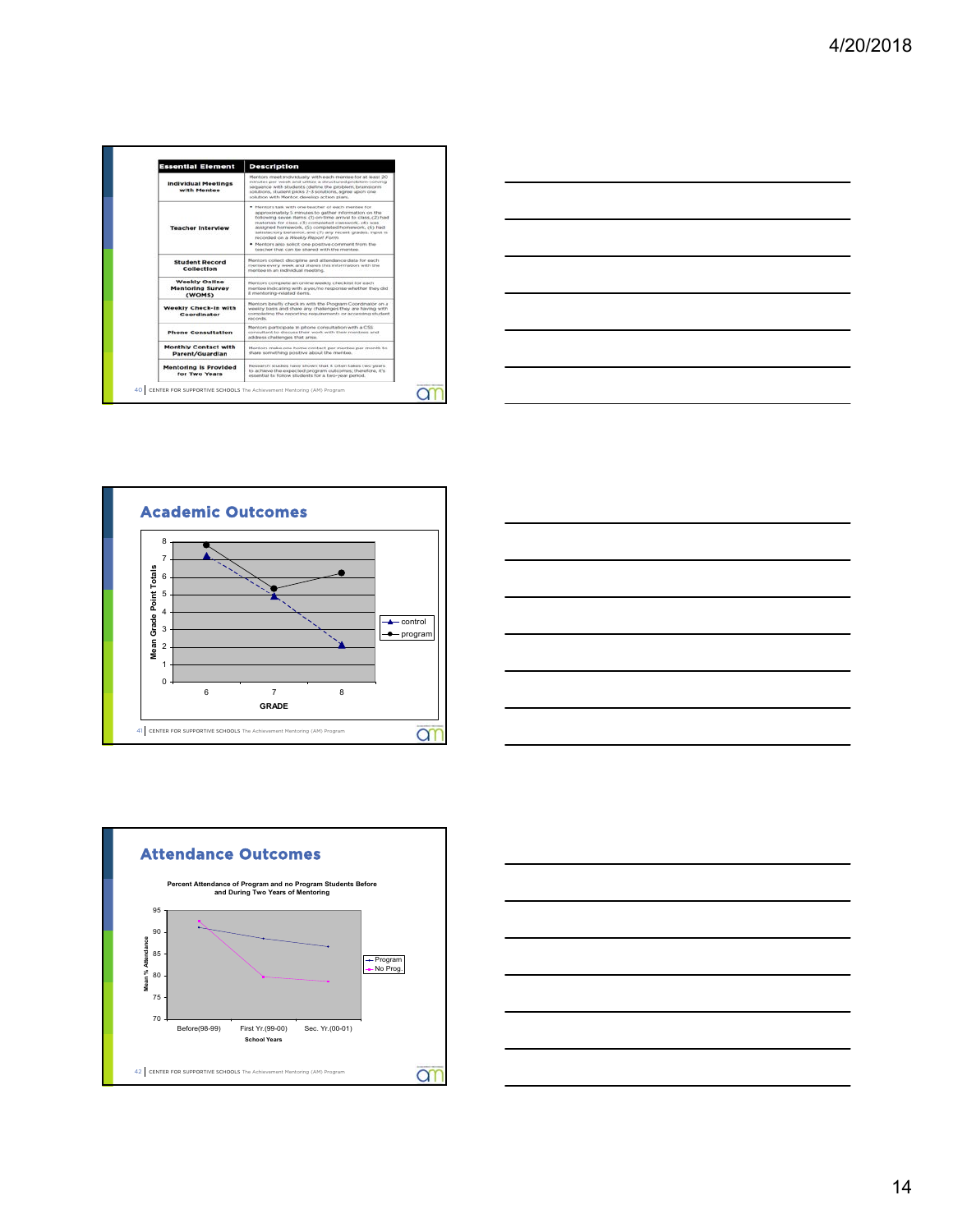| Essential Element | Description |
| --- | --- |
| Individual Meetings with Mentee | Mentors meet individually with each mentee for at least 20 minutes per week and utilize a structured problem-solving sequence with students (define the problem, brainstorm solutions, student picks 1-3 solutions, agree upon one solution with Mentor, develop action plan. |
| Teacher Interview | • Mentors talk with one teacher of each mentee for approximately 5 minutes to gather information on the following seven items: (1) on-time arrival to class, (2) had materials for class, (3) completed classwork, (4) was assigned homework, (5) completed homework, (6) had satisfactory behavior, and (7) any recent grades. Input is recorded on a *Weekly Report Form*<br>• Mentors also solicit one positive comment from the teacher that can be shared with the mentee. |
| Student Record Collection | Mentors collect discipline and attendance data for each mentee every week and shares this information with the mentee in an individual meeting. |
| Weekly Online Mentoring Survey (WOMS) | Mentors complete an online weekly checklist for each mentee indicating with a yes/no response whether they did 8 mentoring-related items. |
| Weekly Check-In with Coordinator | Mentors briefly check in with the Program Coordinator on a weekly basis and share any challenges they are having with completing the reporting requirements or accessing student records. |
| Phone Consultation | Mentors participate in phone consultation with a CSS consultant to discuss their work with their mentees and address challenges that arise. |
| Monthly Contact with Parent/Guardian | Mentors make one home contact per mentee per month to share something positive about the mentee. |
| Mentoring Is Provided for Two Years | Research studies have shown that it often takes two years to achieve the expected program outcomes; therefore, it's essential to follow students for a two-year period. |

CENTER FOR SUPPORTIVE SCHOOLS The Achievement Mentoring (AM) Program

## Academic Outcomes

| GRADE | control | program |
| --- | --- | --- |
| 6 | 7.2 | 7.8 |
| 7 | 5.0 | 5.4 |
| 8 | 2.1 | 6.2 |

Mean Grade Point Totals

CENTER FOR SUPPORTIVE SCHOOLS The Achievement Mentoring (AM) Program

## Attendance Outcomes

Percent Attendance of Program and no Program Students Before and During Two Years of Mentoring

| School Years | Program | No Prog. |
| --- | --- | --- |
| Before(98-99) | 91 | 92.5 |
| First Yr.(99-00) | 88.5 | 80 |
| Sec. Yr.(00-01) | 86.5 | 79 |

Mean % Attendance

CENTER FOR SUPPORTIVE SCHOOLS The Achievement Mentoring (AM) Program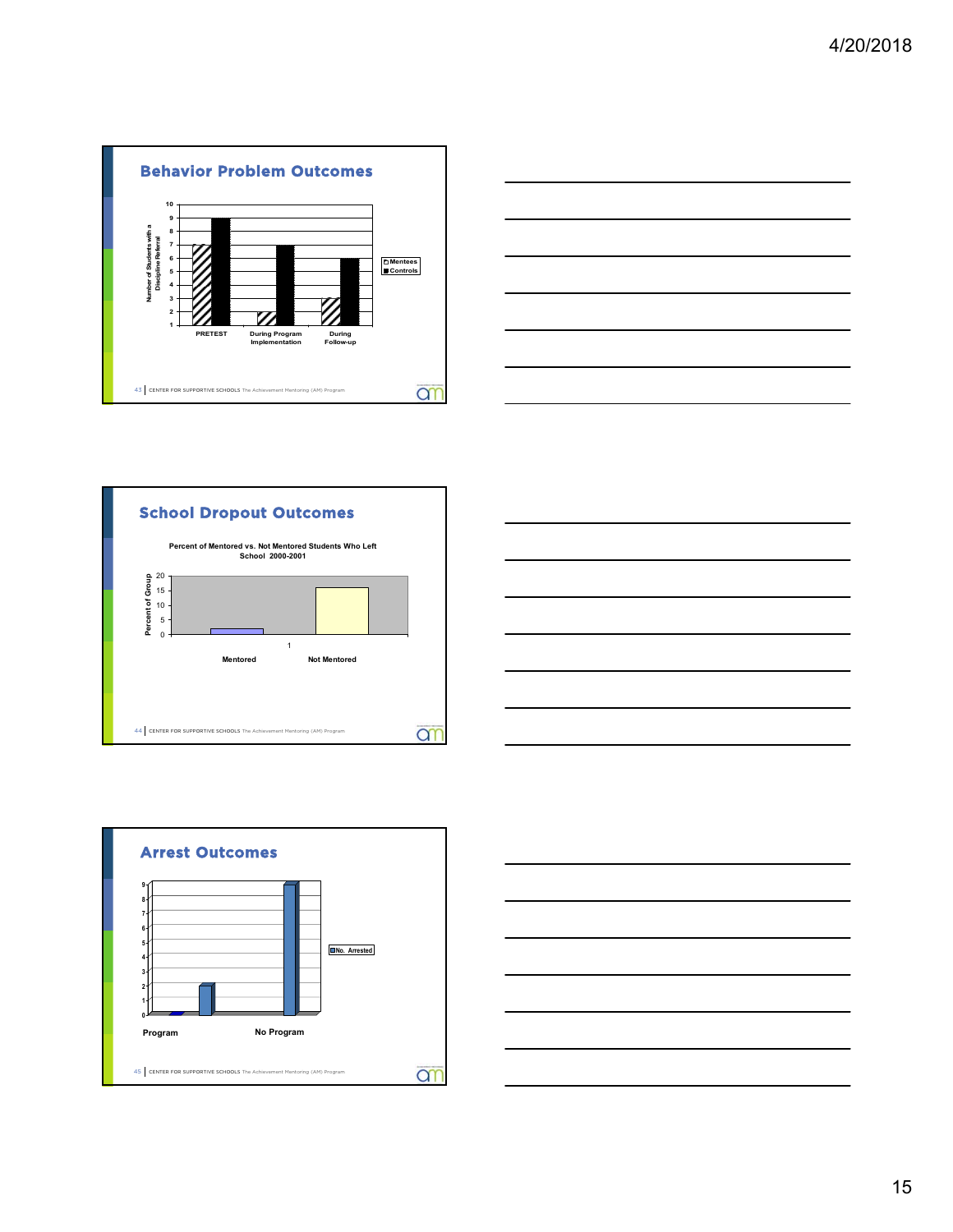## Behavior Problem Outcomes

Number of Students with a Discipline Referral

| | Mentees | Controls |
|---|---|---|
| PRETEST | 7 | 9 |
| During Program Implementation | 2 | 7 |
| During Follow-up | 3 | 6 |

43 CENTER FOR SUPPORTIVE SCHOOLS The Achievement Mentoring (AM) Program

## School Dropout Outcomes

Percent of Mentored vs. Not Mentored Students Who Left School 2000-2001

Percent of Group: 0, 5, 10, 15, 20

Mentored — Not Mentored

44 CENTER FOR SUPPORTIVE SCHOOLS The Achievement Mentoring (AM) Program

## Arrest Outcomes

No. Arrested

Program — No Program

45 CENTER FOR SUPPORTIVE SCHOOLS The Achievement Mentoring (AM) Program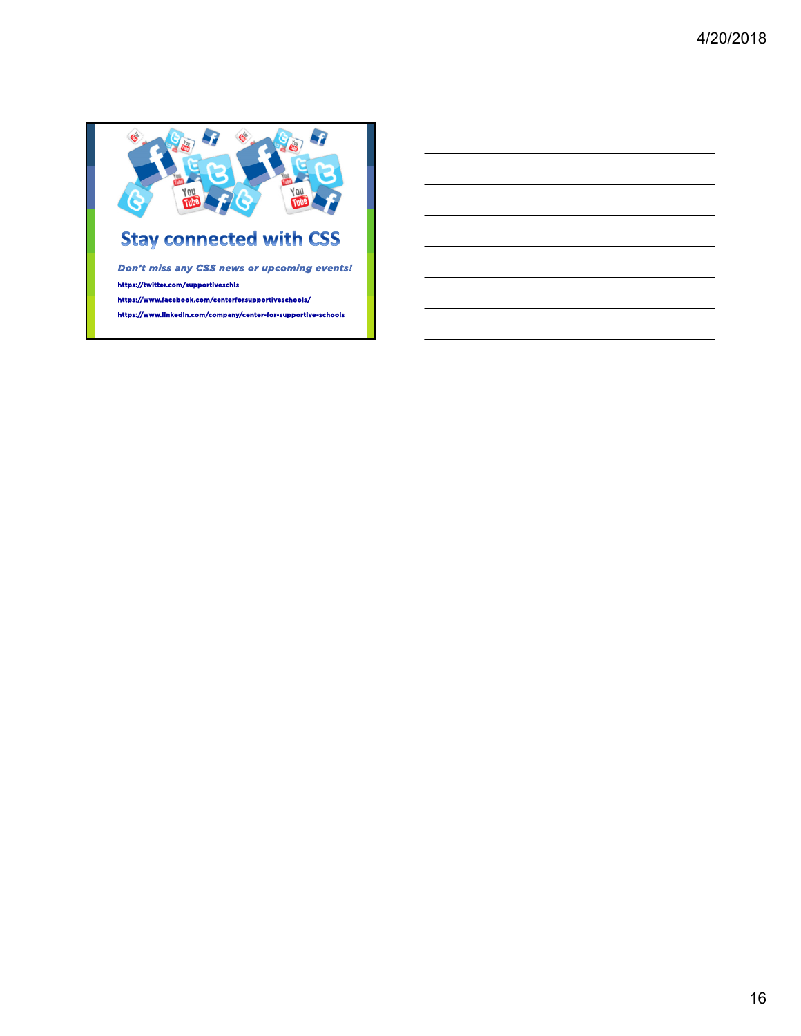## Stay connected with CSS

***Don't miss any CSS news or upcoming events!***

**https://twitter.com/supportiveschls**

**https://www.facebook.com/centerforsupportiveschools/**

**https://www.linkedin.com/company/center-for-supportive-schools**